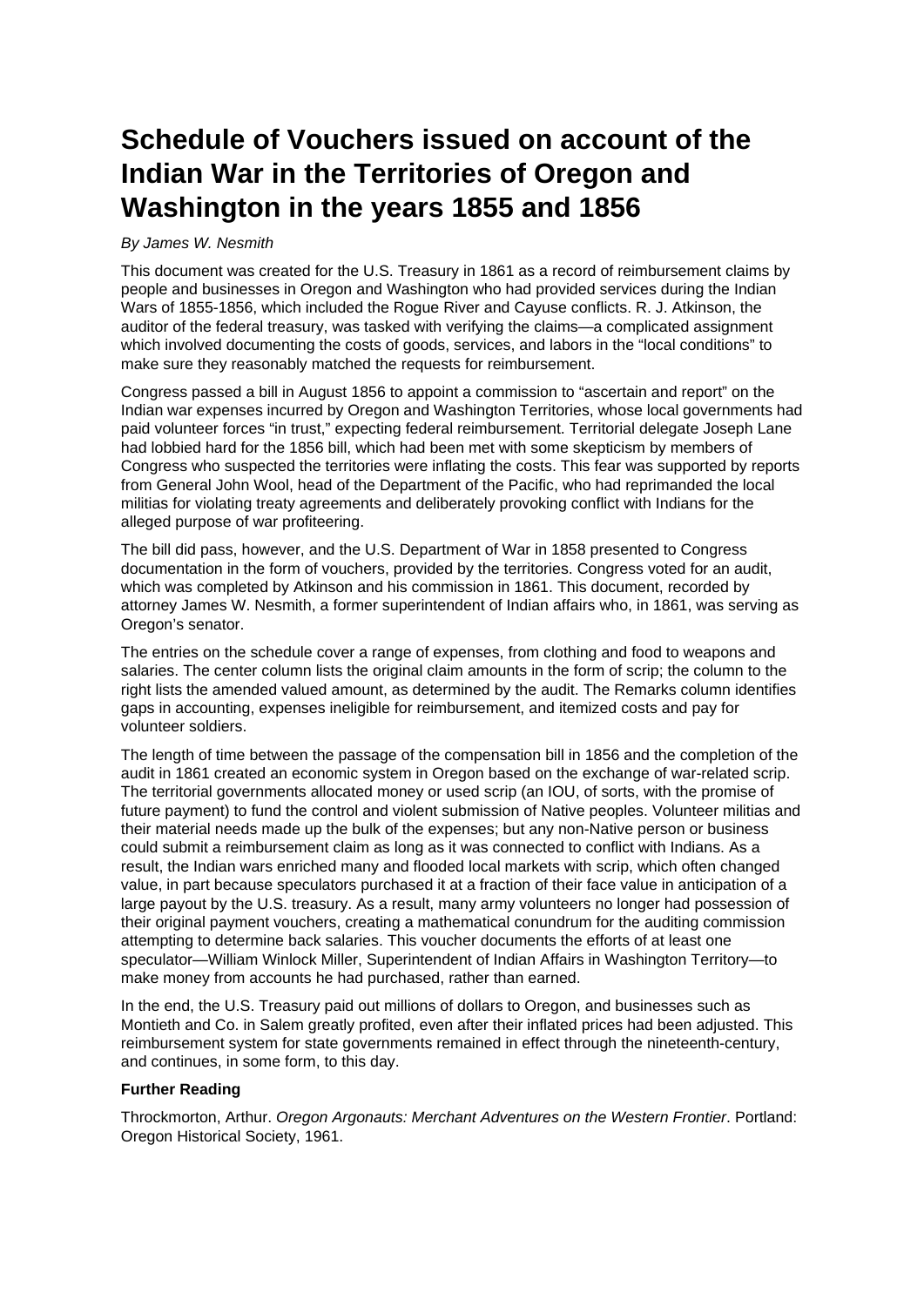# Schedule of Vouchers issued on account of the Indian War in the Territories of Oregon and Washington in the years 1855 and 1856

*By James W. Nesmith*

This document was created for the U.S. Treasury in 1861 as a record of reimbursement claims by people and businesses in Oregon and Washington who had provided services during the Indian Wars of 1855-1856, which included the Rogue River and Cayuse conflicts. R. J. Atkinson, the auditor of the federal treasury, was tasked with verifying the claims—a complicated assignment which involved documenting the costs of goods, services, and labors in the "local conditions" to make sure they reasonably matched the requests for reimbursement.

Congress passed a bill in August 1856 to appoint a commission to "ascertain and report" on the Indian war expenses incurred by Oregon and Washington Territories, whose local governments had paid volunteer forces "in trust," expecting federal reimbursement. Territorial delegate Joseph Lane had lobbied hard for the 1856 bill, which had been met with some skepticism by members of Congress who suspected the territories were inflating the costs. This fear was supported by reports from General John Wool, head of the Department of the Pacific, who had reprimanded the local militias for violating treaty agreements and deliberately provoking conflict with Indians for the alleged purpose of war profiteering.

The bill did pass, however, and the U.S. Department of War in 1858 presented to Congress documentation in the form of vouchers, provided by the territories. Congress voted for an audit, which was completed by Atkinson and his commission in 1861. This document, recorded by attorney James W. Nesmith, a former superintendent of Indian affairs who, in 1861, was serving as Oregon's senator.

The entries on the schedule cover a range of expenses, from clothing and food to weapons and salaries. The center column lists the original claim amounts in the form of scrip; the column to the right lists the amended valued amount, as determined by the audit. The Remarks column identifies gaps in accounting, expenses ineligible for reimbursement, and itemized costs and pay for volunteer soldiers.

The length of time between the passage of the compensation bill in 1856 and the completion of the audit in 1861 created an economic system in Oregon based on the exchange of war-related scrip. The territorial governments allocated money or used scrip (an IOU, of sorts, with the promise of future payment) to fund the control and violent submission of Native peoples. Volunteer militias and their material needs made up the bulk of the expenses; but any non-Native person or business could submit a reimbursement claim as long as it was connected to conflict with Indians. As a result, the Indian wars enriched many and flooded local markets with scrip, which often changed value, in part because speculators purchased it at a fraction of their face value in anticipation of a large payout by the U.S. treasury. As a result, many army volunteers no longer had possession of their original payment vouchers, creating a mathematical conundrum for the auditing commission attempting to determine back salaries. This voucher documents the efforts of at least one speculator—William Winlock Miller, Superintendent of Indian Affairs in Washington Territory—to make money from accounts he had purchased, rather than earned.

In the end, the U.S. Treasury paid out millions of dollars to Oregon, and businesses such as Montieth and Co. in Salem greatly profited, even after their inflated prices had been adjusted. This reimbursement system for state governments remained in effect through the nineteenth-century, and continues, in some form, to this day.

**Further Reading**

Throckmorton, Arthur. *Oregon Argonauts: Merchant Adventures on the Western Frontier*. Portland: Oregon Historical Society, 1961.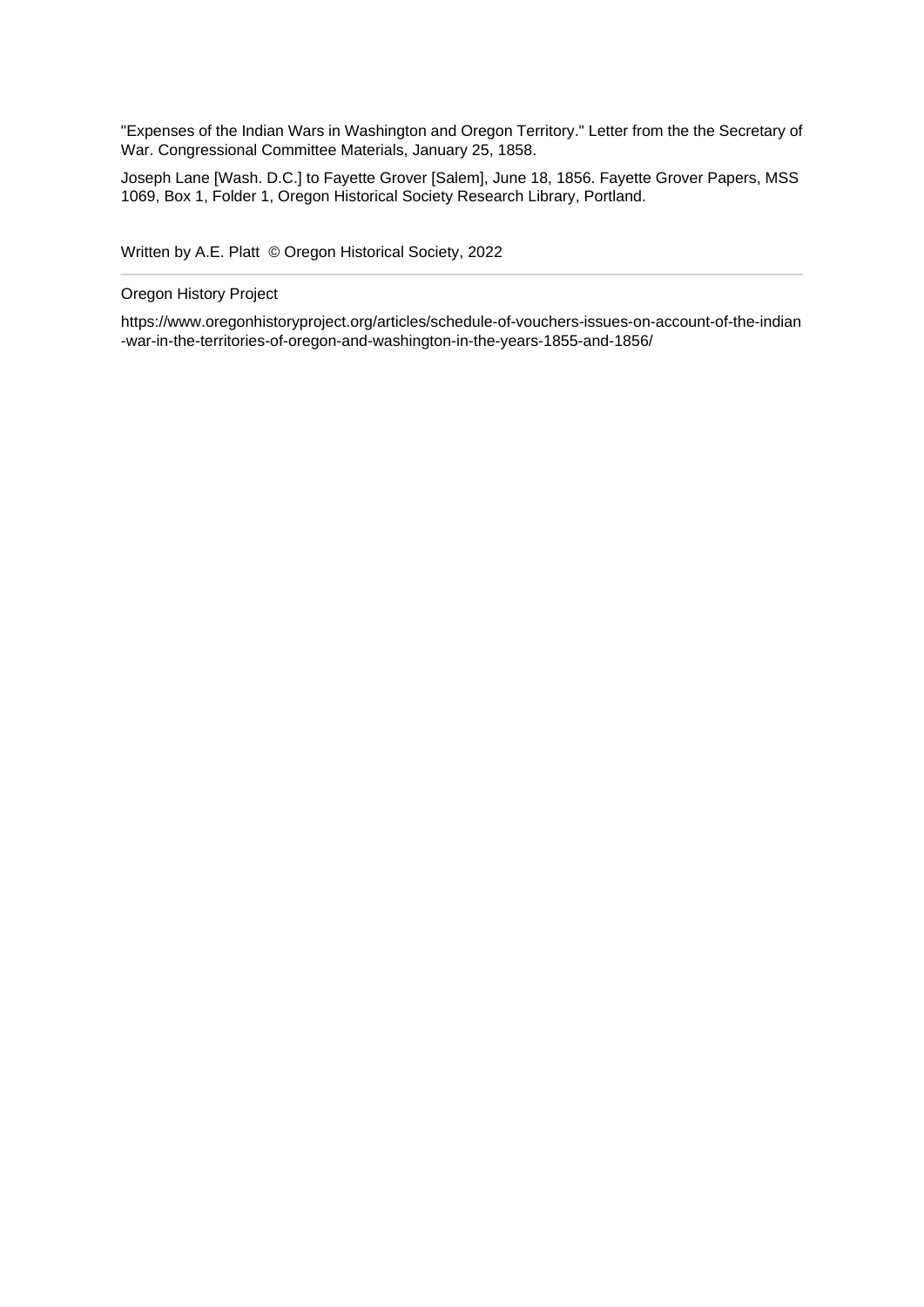"Expenses of the Indian Wars in Washington and Oregon Territory." Letter from the the Secretary of War. Congressional Committee Materials, January 25, 1858.

Joseph Lane [Wash. D.C.] to Fayette Grover [Salem], June 18, 1856. Fayette Grover Papers, MSS 1069, Box 1, Folder 1, Oregon Historical Society Research Library, Portland.

Written by A.E. Platt © Oregon Historical Society, 2022

---

Oregon History Project

https://www.oregonhistoryproject.org/articles/schedule-of-vouchers-issues-on-account-of-the-indian-war-in-the-territories-of-oregon-and-washington-in-the-years-1855-and-1856/